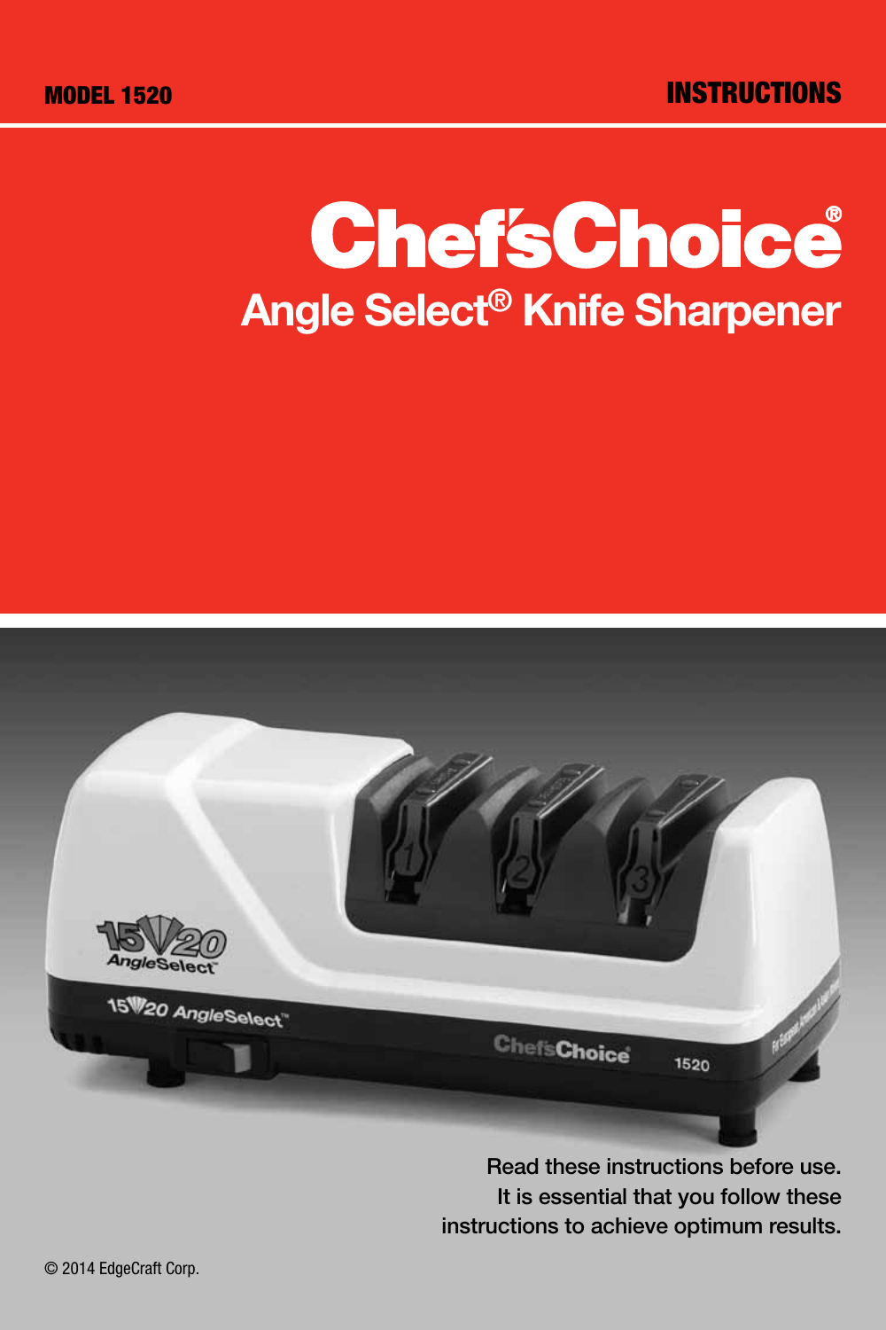MODEL 1520

INSTRUCTIONS

# Chef'sChoice®

## Angle Select® Knife Sharpener

Read these instructions before use.
It is essential that you follow these instructions to achieve optimum results.

© 2014 EdgeCraft Corp.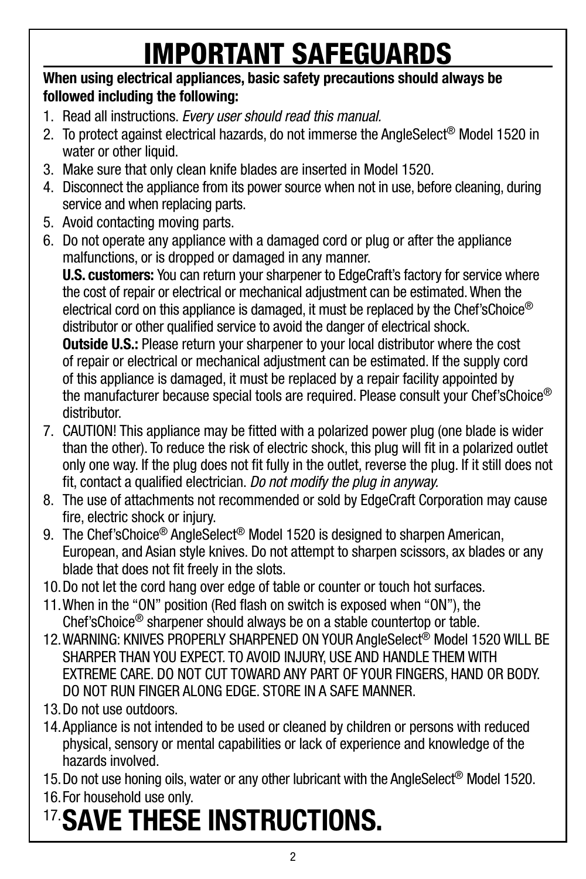# IMPORTANT SAFEGUARDS

**When using electrical appliances, basic safety precautions should always be followed including the following:**

1. Read all instructions. *Every user should read this manual.*
2. To protect against electrical hazards, do not immerse the AngleSelect® Model 1520 in water or other liquid.
3. Make sure that only clean knife blades are inserted in Model 1520.
4. Disconnect the appliance from its power source when not in use, before cleaning, during service and when replacing parts.
5. Avoid contacting moving parts.
6. Do not operate any appliance with a damaged cord or plug or after the appliance malfunctions, or is dropped or damaged in any manner.
   **U.S. customers:** You can return your sharpener to EdgeCraft's factory for service where the cost of repair or electrical or mechanical adjustment can be estimated. When the electrical cord on this appliance is damaged, it must be replaced by the Chef'sChoice® distributor or other qualified service to avoid the danger of electrical shock.
   **Outside U.S.:** Please return your sharpener to your local distributor where the cost of repair or electrical or mechanical adjustment can be estimated. If the supply cord of this appliance is damaged, it must be replaced by a repair facility appointed by the manufacturer because special tools are required. Please consult your Chef'sChoice® distributor.
7. CAUTION! This appliance may be fitted with a polarized power plug (one blade is wider than the other). To reduce the risk of electric shock, this plug will fit in a polarized outlet only one way. If the plug does not fit fully in the outlet, reverse the plug. If it still does not fit, contact a qualified electrician. *Do not modify the plug in anyway.*
8. The use of attachments not recommended or sold by EdgeCraft Corporation may cause fire, electric shock or injury.
9. The Chef'sChoice® AngleSelect® Model 1520 is designed to sharpen American, European, and Asian style knives. Do not attempt to sharpen scissors, ax blades or any blade that does not fit freely in the slots.
10. Do not let the cord hang over edge of table or counter or touch hot surfaces.
11. When in the "ON" position (Red flash on switch is exposed when "ON"), the Chef'sChoice® sharpener should always be on a stable countertop or table.
12. WARNING: KNIVES PROPERLY SHARPENED ON YOUR AngleSelect® Model 1520 WILL BE SHARPER THAN YOU EXPECT. TO AVOID INJURY, USE AND HANDLE THEM WITH EXTREME CARE. DO NOT CUT TOWARD ANY PART OF YOUR FINGERS, HAND OR BODY. DO NOT RUN FINGER ALONG EDGE. STORE IN A SAFE MANNER.
13. Do not use outdoors.
14. Appliance is not intended to be used or cleaned by children or persons with reduced physical, sensory or mental capabilities or lack of experience and knowledge of the hazards involved.
15. Do not use honing oils, water or any other lubricant with the AngleSelect® Model 1520.
16. For household use only.
17. **SAVE THESE INSTRUCTIONS.**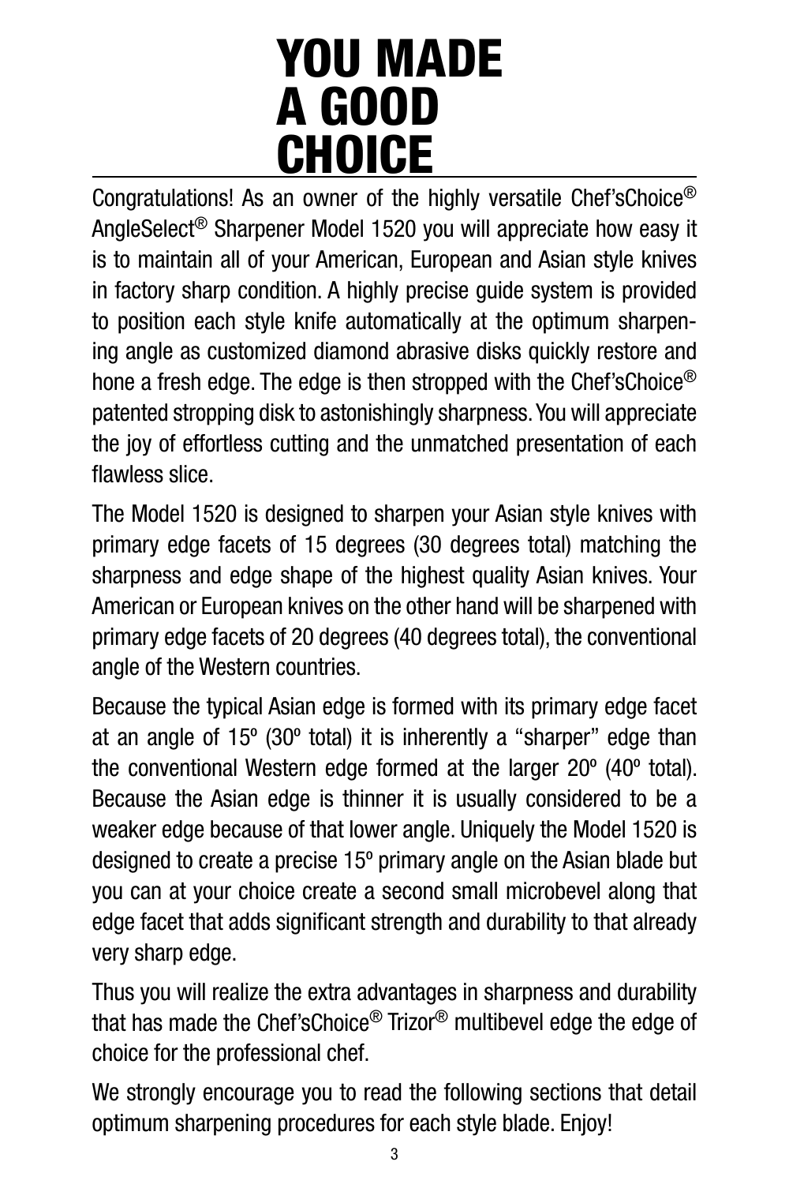# YOU MADE A GOOD CHOICE

Congratulations! As an owner of the highly versatile Chef'sChoice® AngleSelect® Sharpener Model 1520 you will appreciate how easy it is to maintain all of your American, European and Asian style knives in factory sharp condition. A highly precise guide system is provided to position each style knife automatically at the optimum sharpening angle as customized diamond abrasive disks quickly restore and hone a fresh edge. The edge is then stropped with the Chef'sChoice® patented stropping disk to astonishingly sharpness. You will appreciate the joy of effortless cutting and the unmatched presentation of each flawless slice.

The Model 1520 is designed to sharpen your Asian style knives with primary edge facets of 15 degrees (30 degrees total) matching the sharpness and edge shape of the highest quality Asian knives. Your American or European knives on the other hand will be sharpened with primary edge facets of 20 degrees (40 degrees total), the conventional angle of the Western countries.

Because the typical Asian edge is formed with its primary edge facet at an angle of 15º (30º total) it is inherently a "sharper" edge than the conventional Western edge formed at the larger 20º (40º total). Because the Asian edge is thinner it is usually considered to be a weaker edge because of that lower angle. Uniquely the Model 1520 is designed to create a precise 15º primary angle on the Asian blade but you can at your choice create a second small microbevel along that edge facet that adds significant strength and durability to that already very sharp edge.

Thus you will realize the extra advantages in sharpness and durability that has made the Chef'sChoice® Trizor® multibevel edge the edge of choice for the professional chef.

We strongly encourage you to read the following sections that detail optimum sharpening procedures for each style blade. Enjoy!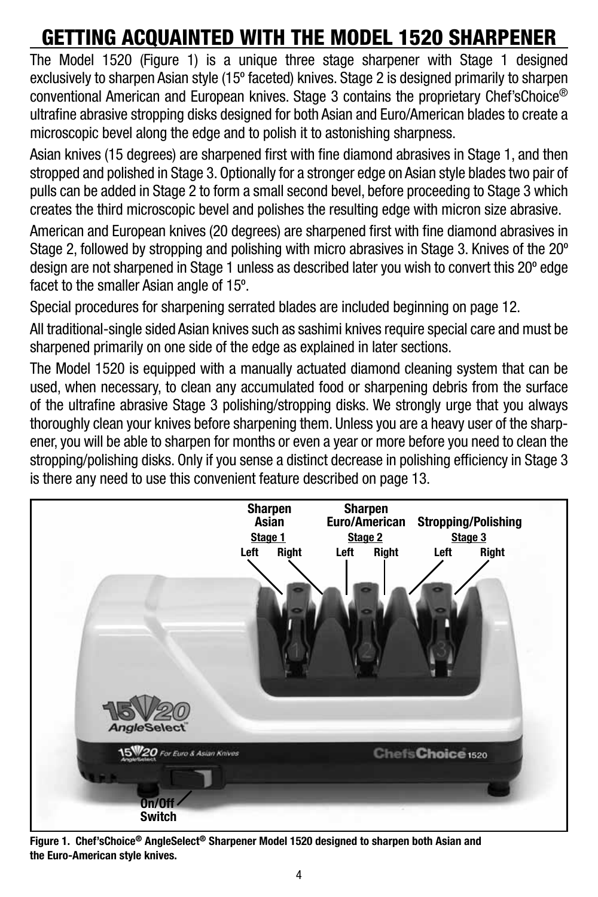# GETTING ACQUAINTED WITH THE MODEL 1520 SHARPENER

The Model 1520 (Figure 1) is a unique three stage sharpener with Stage 1 designed exclusively to sharpen Asian style (15º faceted) knives. Stage 2 is designed primarily to sharpen conventional American and European knives. Stage 3 contains the proprietary Chef'sChoice® ultrafine abrasive stropping disks designed for both Asian and Euro/American blades to create a microscopic bevel along the edge and to polish it to astonishing sharpness.

Asian knives (15 degrees) are sharpened first with fine diamond abrasives in Stage 1, and then stropped and polished in Stage 3. Optionally for a stronger edge on Asian style blades two pair of pulls can be added in Stage 2 to form a small second bevel, before proceeding to Stage 3 which creates the third microscopic bevel and polishes the resulting edge with micron size abrasive.

American and European knives (20 degrees) are sharpened first with fine diamond abrasives in Stage 2, followed by stropping and polishing with micro abrasives in Stage 3. Knives of the 20º design are not sharpened in Stage 1 unless as described later you wish to convert this 20º edge facet to the smaller Asian angle of 15º.

Special procedures for sharpening serrated blades are included beginning on page 12.

All traditional-single sided Asian knives such as sashimi knives require special care and must be sharpened primarily on one side of the edge as explained in later sections.

The Model 1520 is equipped with a manually actuated diamond cleaning system that can be used, when necessary, to clean any accumulated food or sharpening debris from the surface of the ultrafine abrasive Stage 3 polishing/stropping disks. We strongly urge that you always thoroughly clean your knives before sharpening them. Unless you are a heavy user of the sharpener, you will be able to sharpen for months or even a year or more before you need to clean the stropping/polishing disks. Only if you sense a distinct decrease in polishing efficiency in Stage 3 is there any need to use this convenient feature described on page 13.

Sharpen Asian — Stage 1 (Left, Right)
Sharpen Euro/American — Stage 2 (Left, Right)
Stropping/Polishing — Stage 3 (Left, Right)
On/Off Switch

**Figure 1. Chef'sChoice® AngleSelect® Sharpener Model 1520 designed to sharpen both Asian and the Euro-American style knives.**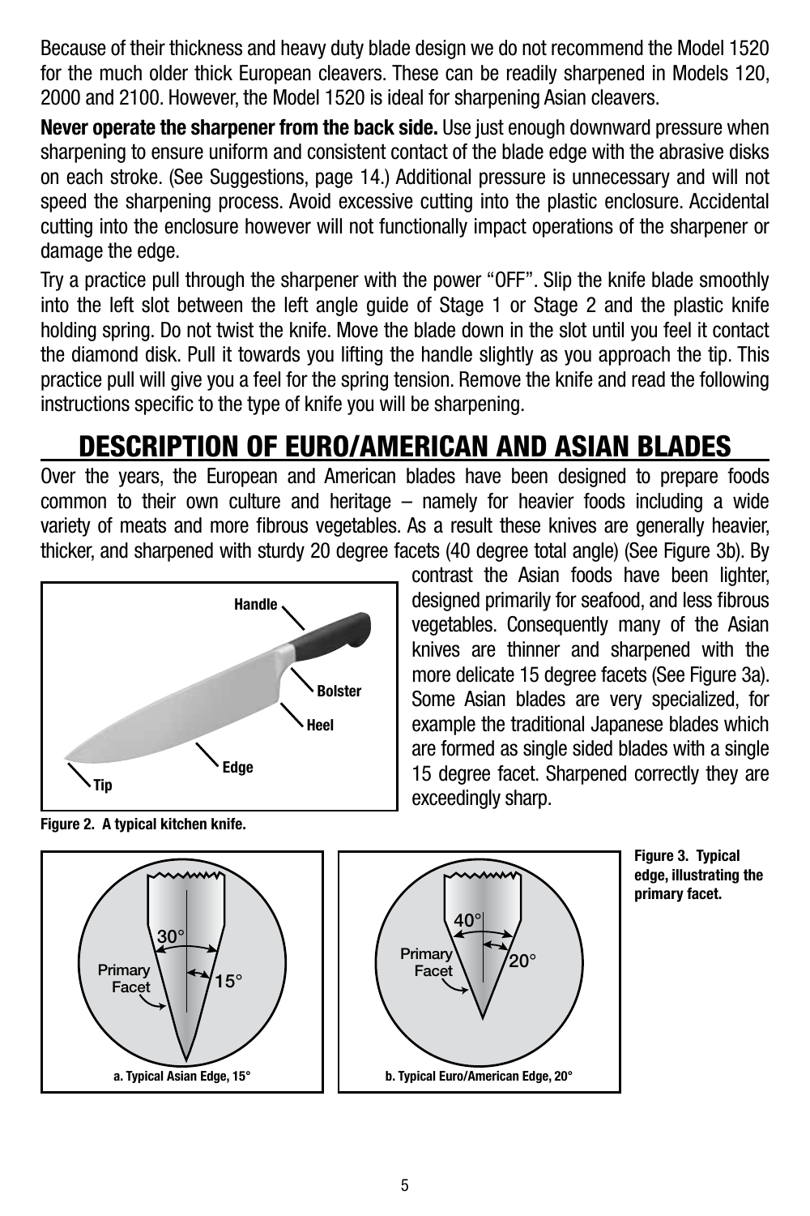Because of their thickness and heavy duty blade design we do not recommend the Model 1520 for the much older thick European cleavers. These can be readily sharpened in Models 120, 2000 and 2100. However, the Model 1520 is ideal for sharpening Asian cleavers.

**Never operate the sharpener from the back side.** Use just enough downward pressure when sharpening to ensure uniform and consistent contact of the blade edge with the abrasive disks on each stroke. (See Suggestions, page 14.) Additional pressure is unnecessary and will not speed the sharpening process. Avoid excessive cutting into the plastic enclosure. Accidental cutting into the enclosure however will not functionally impact operations of the sharpener or damage the edge.

Try a practice pull through the sharpener with the power "OFF". Slip the knife blade smoothly into the left slot between the left angle guide of Stage 1 or Stage 2 and the plastic knife holding spring. Do not twist the knife. Move the blade down in the slot until you feel it contact the diamond disk. Pull it towards you lifting the handle slightly as you approach the tip. This practice pull will give you a feel for the spring tension. Remove the knife and read the following instructions specific to the type of knife you will be sharpening.

# DESCRIPTION OF EURO/AMERICAN AND ASIAN BLADES

Over the years, the European and American blades have been designed to prepare foods common to their own culture and heritage – namely for heavier foods including a wide variety of meats and more fibrous vegetables. As a result these knives are generally heavier, thicker, and sharpened with sturdy 20 degree facets (40 degree total angle) (See Figure 3b). By contrast the Asian foods have been lighter, designed primarily for seafood, and less fibrous vegetables. Consequently many of the Asian knives are thinner and sharpened with the more delicate 15 degree facets (See Figure 3a). Some Asian blades are very specialized, for example the traditional Japanese blades which are formed as single sided blades with a single 15 degree facet. Sharpened correctly they are exceedingly sharp.

Handle, Bolster, Heel, Edge, Tip

**Figure 2. A typical kitchen knife.**

30°, 15°, Primary Facet

a. Typical Asian Edge, 15°

40°, 20°, Primary Facet

b. Typical Euro/American Edge, 20°

**Figure 3. Typical edge, illustrating the primary facet.**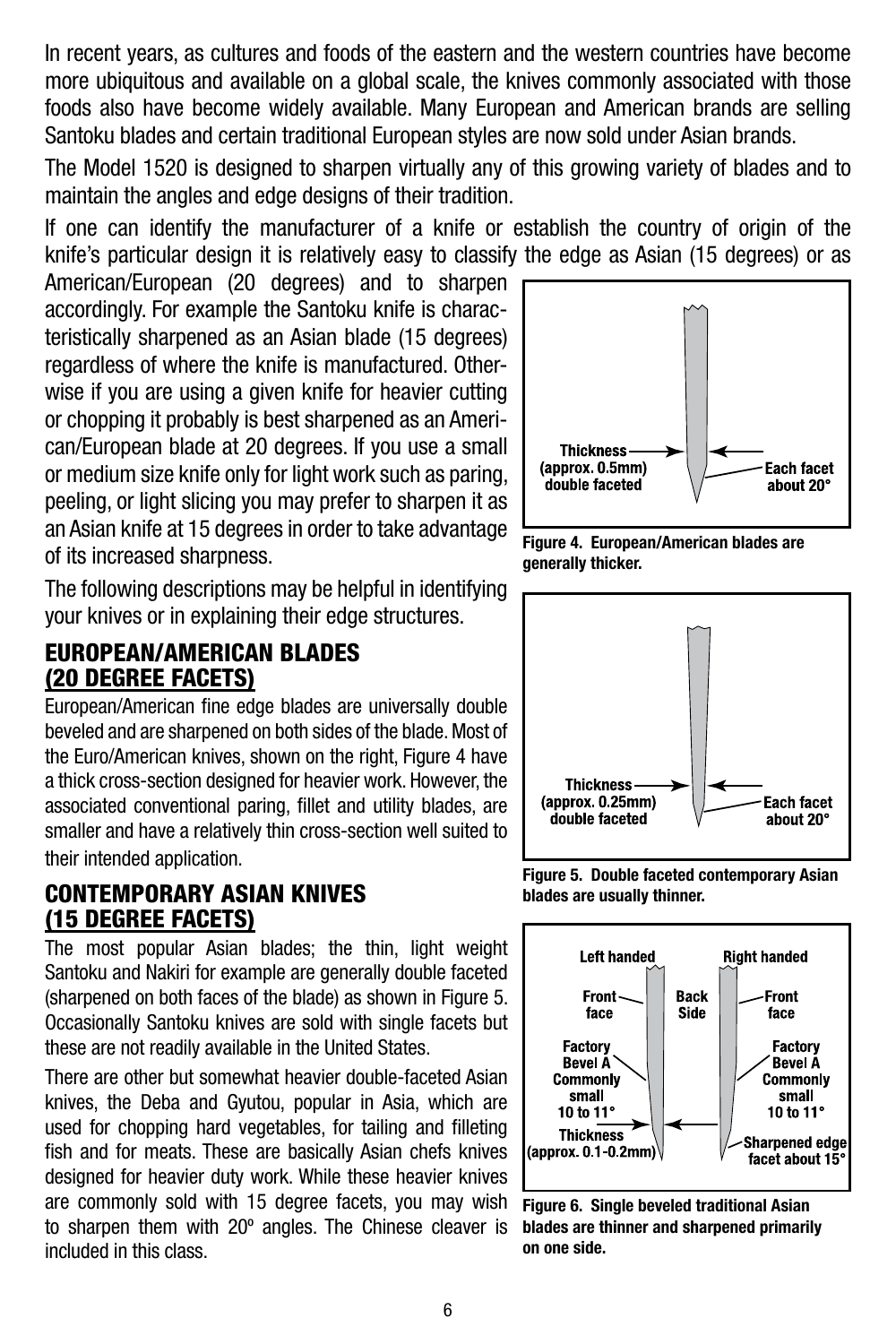In recent years, as cultures and foods of the eastern and the western countries have become more ubiquitous and available on a global scale, the knives commonly associated with those foods also have become widely available. Many European and American brands are selling Santoku blades and certain traditional European styles are now sold under Asian brands.

The Model 1520 is designed to sharpen virtually any of this growing variety of blades and to maintain the angles and edge designs of their tradition.

If one can identify the manufacturer of a knife or establish the country of origin of the knife's particular design it is relatively easy to classify the edge as Asian (15 degrees) or as American/European (20 degrees) and to sharpen accordingly. For example the Santoku knife is characteristically sharpened as an Asian blade (15 degrees) regardless of where the knife is manufactured. Otherwise if you are using a given knife for heavier cutting or chopping it probably is best sharpened as an American/European blade at 20 degrees. If you use a small or medium size knife only for light work such as paring, peeling, or light slicing you may prefer to sharpen it as an Asian knife at 15 degrees in order to take advantage of its increased sharpness.

The following descriptions may be helpful in identifying your knives or in explaining their edge structures.

## EUROPEAN/AMERICAN BLADES (20 DEGREE FACETS)

European/American fine edge blades are universally double beveled and are sharpened on both sides of the blade. Most of the Euro/American knives, shown on the right, Figure 4 have a thick cross-section designed for heavier work. However, the associated conventional paring, fillet and utility blades, are smaller and have a relatively thin cross-section well suited to their intended application.

Thickness (approx. 0.5mm) double faceted — Each facet about 20°

**Figure 4. European/American blades are generally thicker.**

## CONTEMPORARY ASIAN KNIVES (15 DEGREE FACETS)

The most popular Asian blades; the thin, light weight Santoku and Nakiri for example are generally double faceted (sharpened on both faces of the blade) as shown in Figure 5. Occasionally Santoku knives are sold with single facets but these are not readily available in the United States.

There are other but somewhat heavier double-faceted Asian knives, the Deba and Gyutou, popular in Asia, which are used for chopping hard vegetables, for tailing and filleting fish and for meats. These are basically Asian chefs knives designed for heavier duty work. While these heavier knives are commonly sold with 15 degree facets, you may wish to sharpen them with 20º angles. The Chinese cleaver is included in this class.

Thickness (approx. 0.25mm) double faceted — Each facet about 20°

**Figure 5. Double faceted contemporary Asian blades are usually thinner.**

Left handed — Front face; Back Side; Right handed — Front face. Factory Bevel A Commonly small 10 to 11°. Thickness (approx. 0.1-0.2mm). Sharpened edge facet about 15°

**Figure 6. Single beveled traditional Asian blades are thinner and sharpened primarily on one side.**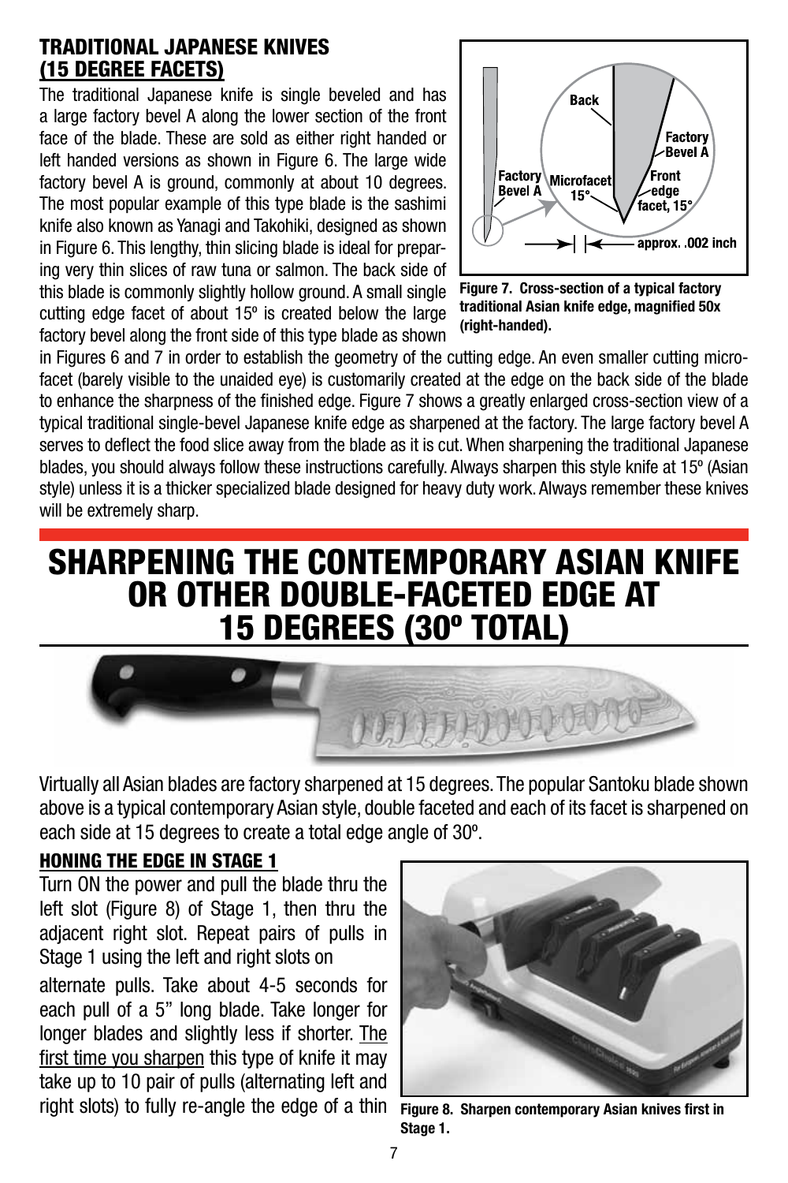## TRADITIONAL JAPANESE KNIVES (15 DEGREE FACETS)

The traditional Japanese knife is single beveled and has a large factory bevel A along the lower section of the front face of the blade. These are sold as either right handed or left handed versions as shown in Figure 6. The large wide factory bevel A is ground, commonly at about 10 degrees. The most popular example of this type blade is the sashimi knife also known as Yanagi and Takohiki, designed as shown in Figure 6. This lengthy, thin slicing blade is ideal for preparing very thin slices of raw tuna or salmon. The back side of this blade is commonly slightly hollow ground. A small single cutting edge facet of about 15º is created below the large factory bevel along the front side of this type blade as shown in Figures 6 and 7 in order to establish the geometry of the cutting edge. An even smaller cutting microfacet (barely visible to the unaided eye) is customarily created at the edge on the back side of the blade to enhance the sharpness of the finished edge. Figure 7 shows a greatly enlarged cross-section view of a typical traditional single-bevel Japanese knife edge as sharpened at the factory. The large factory bevel A serves to deflect the food slice away from the blade as it is cut. When sharpening the traditional Japanese blades, you should always follow these instructions carefully. Always sharpen this style knife at 15º (Asian style) unless it is a thicker specialized blade designed for heavy duty work. Always remember these knives will be extremely sharp.

Back
Factory Bevel A
Factory Bevel A
Microfacet 15°
Front edge facet, 15°
approx. .002 inch

**Figure 7. Cross-section of a typical factory traditional Asian knife edge, magnified 50x (right-handed).**

# SHARPENING THE CONTEMPORARY ASIAN KNIFE OR OTHER DOUBLE-FACETED EDGE AT 15 DEGREES (30º TOTAL)

Virtually all Asian blades are factory sharpened at 15 degrees. The popular Santoku blade shown above is a typical contemporary Asian style, double faceted and each of its facet is sharpened on each side at 15 degrees to create a total edge angle of 30º.

### HONING THE EDGE IN STAGE 1

Turn ON the power and pull the blade thru the left slot (Figure 8) of Stage 1, then thru the adjacent right slot. Repeat pairs of pulls in Stage 1 using the left and right slots on

alternate pulls. Take about 4-5 seconds for each pull of a 5" long blade. Take longer for longer blades and slightly less if shorter. The first time you sharpen this type of knife it may take up to 10 pair of pulls (alternating left and right slots) to fully re-angle the edge of a thin

**Figure 8. Sharpen contemporary Asian knives first in Stage 1.**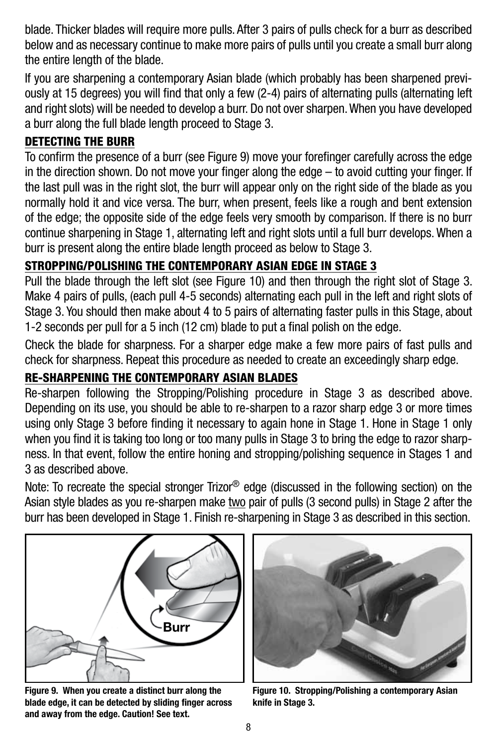blade. Thicker blades will require more pulls. After 3 pairs of pulls check for a burr as described below and as necessary continue to make more pairs of pulls until you create a small burr along the entire length of the blade.

If you are sharpening a contemporary Asian blade (which probably has been sharpened previously at 15 degrees) you will find that only a few (2-4) pairs of alternating pulls (alternating left and right slots) will be needed to develop a burr. Do not over sharpen. When you have developed a burr along the full blade length proceed to Stage 3.

## DETECTING THE BURR

To confirm the presence of a burr (see Figure 9) move your forefinger carefully across the edge in the direction shown. Do not move your finger along the edge – to avoid cutting your finger. If the last pull was in the right slot, the burr will appear only on the right side of the blade as you normally hold it and vice versa. The burr, when present, feels like a rough and bent extension of the edge; the opposite side of the edge feels very smooth by comparison. If there is no burr continue sharpening in Stage 1, alternating left and right slots until a full burr develops. When a burr is present along the entire blade length proceed as below to Stage 3.

## STROPPING/POLISHING THE CONTEMPORARY ASIAN EDGE IN STAGE 3

Pull the blade through the left slot (see Figure 10) and then through the right slot of Stage 3. Make 4 pairs of pulls, (each pull 4-5 seconds) alternating each pull in the left and right slots of Stage 3. You should then make about 4 to 5 pairs of alternating faster pulls in this Stage, about 1-2 seconds per pull for a 5 inch (12 cm) blade to put a final polish on the edge.

Check the blade for sharpness. For a sharper edge make a few more pairs of fast pulls and check for sharpness. Repeat this procedure as needed to create an exceedingly sharp edge.

## RE-SHARPENING THE CONTEMPORARY ASIAN BLADES

Re-sharpen following the Stropping/Polishing procedure in Stage 3 as described above. Depending on its use, you should be able to re-sharpen to a razor sharp edge 3 or more times using only Stage 3 before finding it necessary to again hone in Stage 1. Hone in Stage 1 only when you find it is taking too long or too many pulls in Stage 3 to bring the edge to razor sharpness. In that event, follow the entire honing and stropping/polishing sequence in Stages 1 and 3 as described above.

Note: To recreate the special stronger Trizor® edge (discussed in the following section) on the Asian style blades as you re-sharpen make two pair of pulls (3 second pulls) in Stage 2 after the burr has been developed in Stage 1. Finish re-sharpening in Stage 3 as described in this section.

**Figure 9. When you create a distinct burr along the blade edge, it can be detected by sliding finger across and away from the edge. Caution! See text.**

**Figure 10. Stropping/Polishing a contemporary Asian knife in Stage 3.**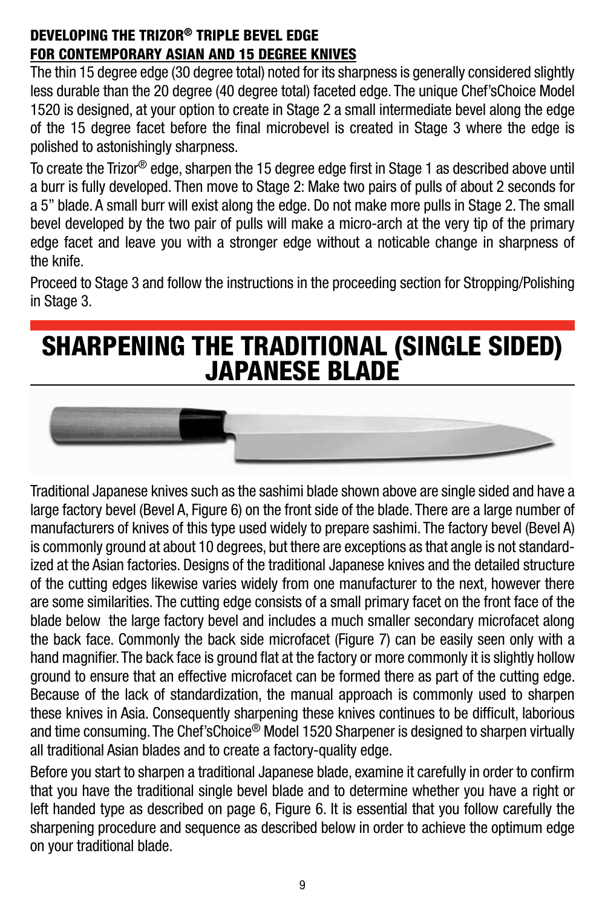### DEVELOPING THE TRIZOR® TRIPLE BEVEL EDGE
### FOR CONTEMPORARY ASIAN AND 15 DEGREE KNIVES

The thin 15 degree edge (30 degree total) noted for its sharpness is generally considered slightly less durable than the 20 degree (40 degree total) faceted edge. The unique Chef'sChoice Model 1520 is designed, at your option to create in Stage 2 a small intermediate bevel along the edge of the 15 degree facet before the final microbevel is created in Stage 3 where the edge is polished to astonishingly sharpness.

To create the Trizor® edge, sharpen the 15 degree edge first in Stage 1 as described above until a burr is fully developed. Then move to Stage 2: Make two pairs of pulls of about 2 seconds for a 5" blade. A small burr will exist along the edge. Do not make more pulls in Stage 2. The small bevel developed by the two pair of pulls will make a micro-arch at the very tip of the primary edge facet and leave you with a stronger edge without a noticable change in sharpness of the knife.

Proceed to Stage 3 and follow the instructions in the proceeding section for Stropping/Polishing in Stage 3.

# SHARPENING THE TRADITIONAL (SINGLE SIDED) JAPANESE BLADE

Traditional Japanese knives such as the sashimi blade shown above are single sided and have a large factory bevel (Bevel A, Figure 6) on the front side of the blade. There are a large number of manufacturers of knives of this type used widely to prepare sashimi. The factory bevel (Bevel A) is commonly ground at about 10 degrees, but there are exceptions as that angle is not standardized at the Asian factories. Designs of the traditional Japanese knives and the detailed structure of the cutting edges likewise varies widely from one manufacturer to the next, however there are some similarities. The cutting edge consists of a small primary facet on the front face of the blade below the large factory bevel and includes a much smaller secondary microfacet along the back face. Commonly the back side microfacet (Figure 7) can be easily seen only with a hand magnifier. The back face is ground flat at the factory or more commonly it is slightly hollow ground to ensure that an effective microfacet can be formed there as part of the cutting edge. Because of the lack of standardization, the manual approach is commonly used to sharpen these knives in Asia. Consequently sharpening these knives continues to be difficult, laborious and time consuming. The Chef'sChoice® Model 1520 Sharpener is designed to sharpen virtually all traditional Asian blades and to create a factory-quality edge.

Before you start to sharpen a traditional Japanese blade, examine it carefully in order to confirm that you have the traditional single bevel blade and to determine whether you have a right or left handed type as described on page 6, Figure 6. It is essential that you follow carefully the sharpening procedure and sequence as described below in order to achieve the optimum edge on your traditional blade.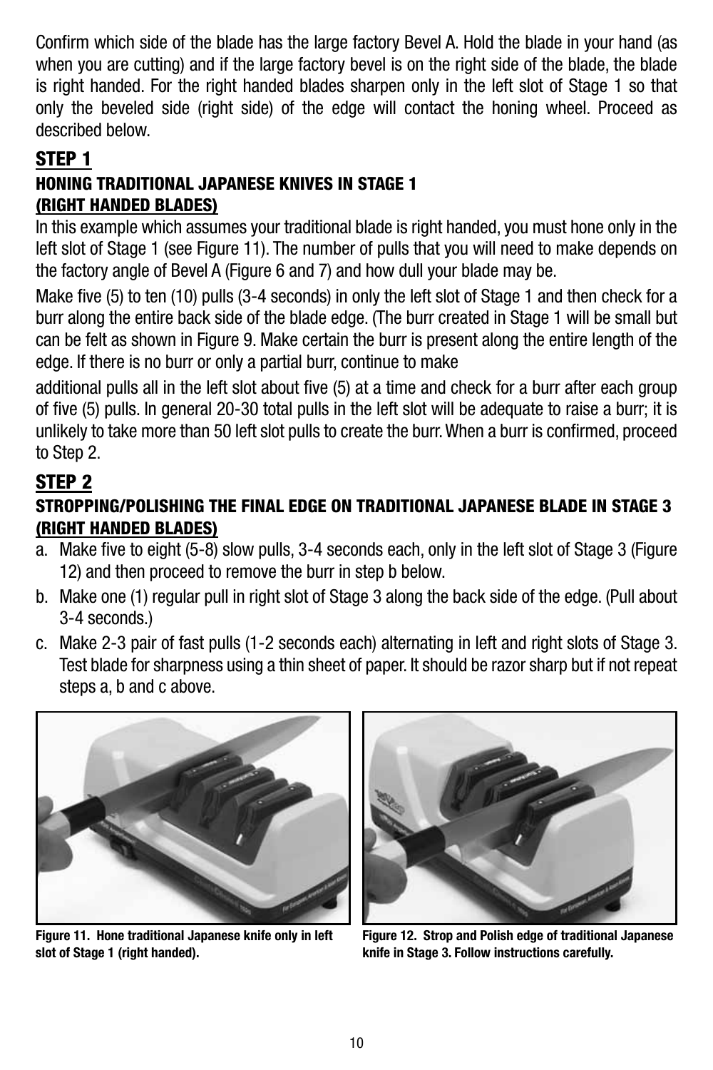Confirm which side of the blade has the large factory Bevel A. Hold the blade in your hand (as when you are cutting) and if the large factory bevel is on the right side of the blade, the blade is right handed. For the right handed blades sharpen only in the left slot of Stage 1 so that only the beveled side (right side) of the edge will contact the honing wheel. Proceed as described below.

## STEP 1

### HONING TRADITIONAL JAPANESE KNIVES IN STAGE 1 (RIGHT HANDED BLADES)

In this example which assumes your traditional blade is right handed, you must hone only in the left slot of Stage 1 (see Figure 11). The number of pulls that you will need to make depends on the factory angle of Bevel A (Figure 6 and 7) and how dull your blade may be.

Make five (5) to ten (10) pulls (3-4 seconds) in only the left slot of Stage 1 and then check for a burr along the entire back side of the blade edge. (The burr created in Stage 1 will be small but can be felt as shown in Figure 9. Make certain the burr is present along the entire length of the edge. If there is no burr or only a partial burr, continue to make

additional pulls all in the left slot about five (5) at a time and check for a burr after each group of five (5) pulls. In general 20-30 total pulls in the left slot will be adequate to raise a burr; it is unlikely to take more than 50 left slot pulls to create the burr. When a burr is confirmed, proceed to Step 2.

## STEP 2

### STROPPING/POLISHING THE FINAL EDGE ON TRADITIONAL JAPANESE BLADE IN STAGE 3 (RIGHT HANDED BLADES)

a. Make five to eight (5-8) slow pulls, 3-4 seconds each, only in the left slot of Stage 3 (Figure 12) and then proceed to remove the burr in step b below.

b. Make one (1) regular pull in right slot of Stage 3 along the back side of the edge. (Pull about 3-4 seconds.)

c. Make 2-3 pair of fast pulls (1-2 seconds each) alternating in left and right slots of Stage 3. Test blade for sharpness using a thin sheet of paper. It should be razor sharp but if not repeat steps a, b and c above.

**Figure 11. Hone traditional Japanese knife only in left slot of Stage 1 (right handed).**

**Figure 12. Strop and Polish edge of traditional Japanese knife in Stage 3. Follow instructions carefully.**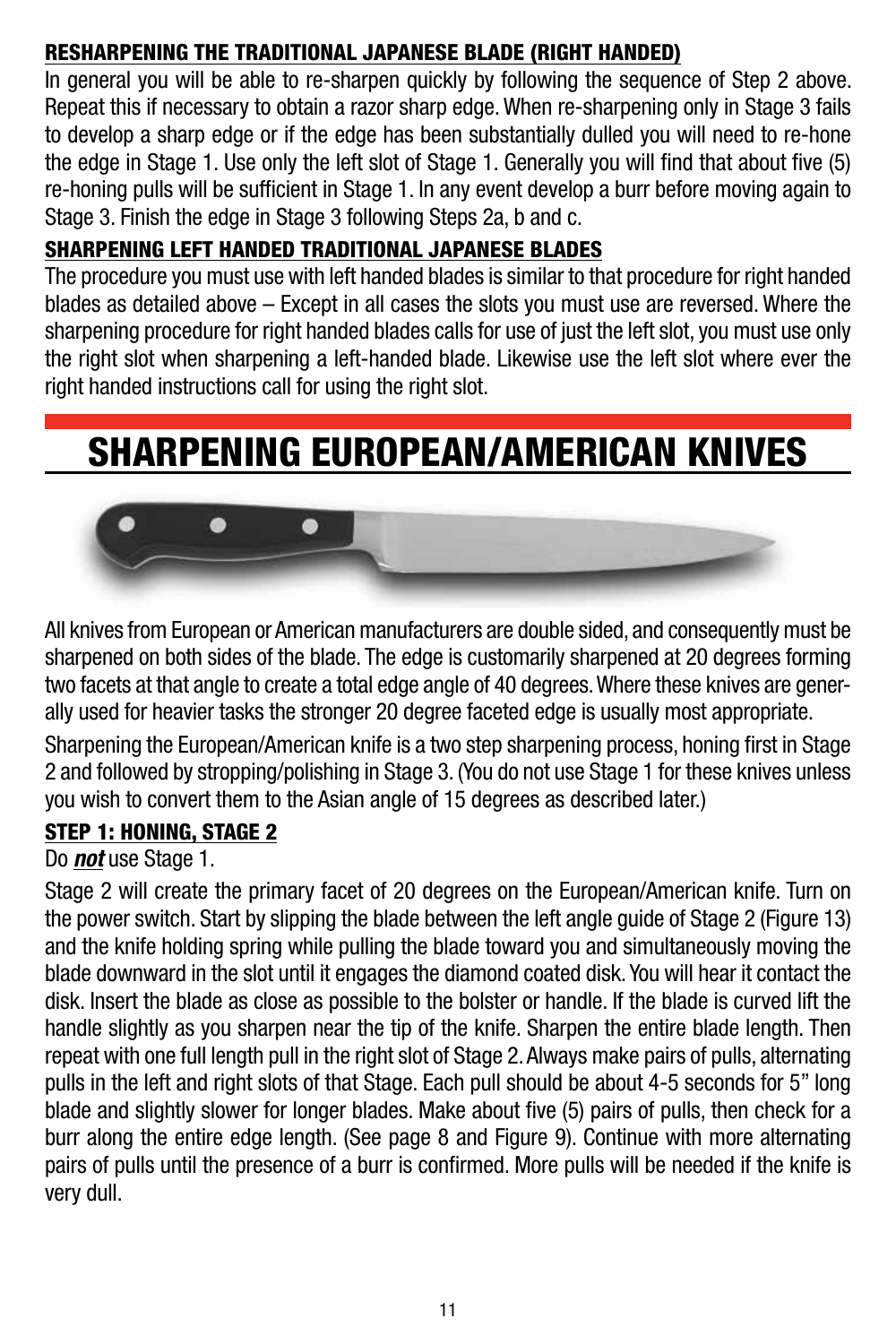### RESHARPENING THE TRADITIONAL JAPANESE BLADE (RIGHT HANDED)

In general you will be able to re-sharpen quickly by following the sequence of Step 2 above. Repeat this if necessary to obtain a razor sharp edge. When re-sharpening only in Stage 3 fails to develop a sharp edge or if the edge has been substantially dulled you will need to re-hone the edge in Stage 1. Use only the left slot of Stage 1. Generally you will find that about five (5) re-honing pulls will be sufficient in Stage 1. In any event develop a burr before moving again to Stage 3. Finish the edge in Stage 3 following Steps 2a, b and c.

### SHARPENING LEFT HANDED TRADITIONAL JAPANESE BLADES

The procedure you must use with left handed blades is similar to that procedure for right handed blades as detailed above – Except in all cases the slots you must use are reversed. Where the sharpening procedure for right handed blades calls for use of just the left slot, you must use only the right slot when sharpening a left-handed blade. Likewise use the left slot where ever the right handed instructions call for using the right slot.

# SHARPENING EUROPEAN/AMERICAN KNIVES

All knives from European or American manufacturers are double sided, and consequently must be sharpened on both sides of the blade. The edge is customarily sharpened at 20 degrees forming two facets at that angle to create a total edge angle of 40 degrees. Where these knives are generally used for heavier tasks the stronger 20 degree faceted edge is usually most appropriate.

Sharpening the European/American knife is a two step sharpening process, honing first in Stage 2 and followed by stropping/polishing in Stage 3. (You do not use Stage 1 for these knives unless you wish to convert them to the Asian angle of 15 degrees as described later.)

### STEP 1: HONING, STAGE 2

Do ***not*** use Stage 1.

Stage 2 will create the primary facet of 20 degrees on the European/American knife. Turn on the power switch. Start by slipping the blade between the left angle guide of Stage 2 (Figure 13) and the knife holding spring while pulling the blade toward you and simultaneously moving the blade downward in the slot until it engages the diamond coated disk. You will hear it contact the disk. Insert the blade as close as possible to the bolster or handle. If the blade is curved lift the handle slightly as you sharpen near the tip of the knife. Sharpen the entire blade length. Then repeat with one full length pull in the right slot of Stage 2. Always make pairs of pulls, alternating pulls in the left and right slots of that Stage. Each pull should be about 4-5 seconds for 5" long blade and slightly slower for longer blades. Make about five (5) pairs of pulls, then check for a burr along the entire edge length. (See page 8 and Figure 9). Continue with more alternating pairs of pulls until the presence of a burr is confirmed. More pulls will be needed if the knife is very dull.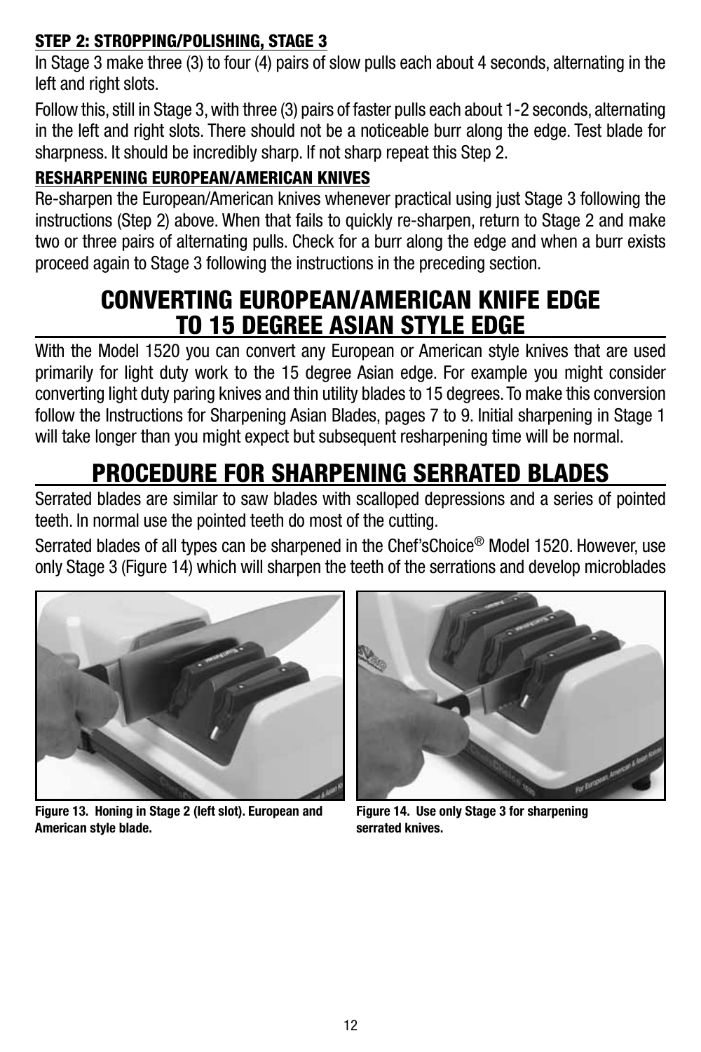#### STEP 2: STROPPING/POLISHING, STAGE 3

In Stage 3 make three (3) to four (4) pairs of slow pulls each about 4 seconds, alternating in the left and right slots.

Follow this, still in Stage 3, with three (3) pairs of faster pulls each about 1-2 seconds, alternating in the left and right slots. There should not be a noticeable burr along the edge. Test blade for sharpness. It should be incredibly sharp. If not sharp repeat this Step 2.

#### RESHARPENING EUROPEAN/AMERICAN KNIVES

Re-sharpen the European/American knives whenever practical using just Stage 3 following the instructions (Step 2) above. When that fails to quickly re-sharpen, return to Stage 2 and make two or three pairs of alternating pulls. Check for a burr along the edge and when a burr exists proceed again to Stage 3 following the instructions in the preceding section.

## CONVERTING EUROPEAN/AMERICAN KNIFE EDGE TO 15 DEGREE ASIAN STYLE EDGE

With the Model 1520 you can convert any European or American style knives that are used primarily for light duty work to the 15 degree Asian edge. For example you might consider converting light duty paring knives and thin utility blades to 15 degrees. To make this conversion follow the Instructions for Sharpening Asian Blades, pages 7 to 9. Initial sharpening in Stage 1 will take longer than you might expect but subsequent resharpening time will be normal.

## PROCEDURE FOR SHARPENING SERRATED BLADES

Serrated blades are similar to saw blades with scalloped depressions and a series of pointed teeth. In normal use the pointed teeth do most of the cutting.

Serrated blades of all types can be sharpened in the Chef'sChoice® Model 1520. However, use only Stage 3 (Figure 14) which will sharpen the teeth of the serrations and develop microblades

**Figure 13. Honing in Stage 2 (left slot). European and American style blade.**

**Figure 14. Use only Stage 3 for sharpening serrated knives.**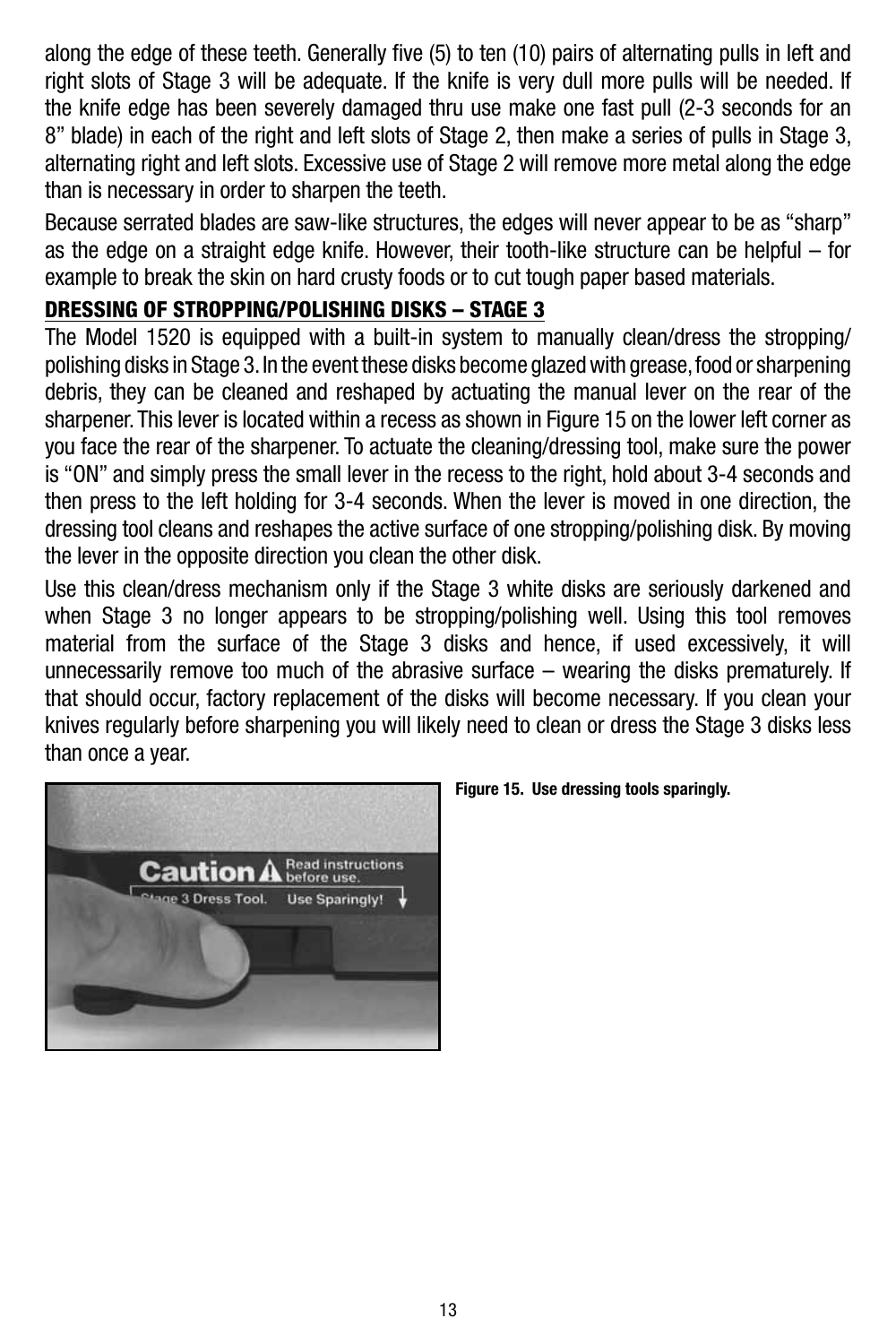along the edge of these teeth. Generally five (5) to ten (10) pairs of alternating pulls in left and right slots of Stage 3 will be adequate. If the knife is very dull more pulls will be needed. If the knife edge has been severely damaged thru use make one fast pull (2-3 seconds for an 8" blade) in each of the right and left slots of Stage 2, then make a series of pulls in Stage 3, alternating right and left slots. Excessive use of Stage 2 will remove more metal along the edge than is necessary in order to sharpen the teeth.

Because serrated blades are saw-like structures, the edges will never appear to be as "sharp" as the edge on a straight edge knife. However, their tooth-like structure can be helpful – for example to break the skin on hard crusty foods or to cut tough paper based materials.

## DRESSING OF STROPPING/POLISHING DISKS – STAGE 3

The Model 1520 is equipped with a built-in system to manually clean/dress the stropping/polishing disks in Stage 3. In the event these disks become glazed with grease, food or sharpening debris, they can be cleaned and reshaped by actuating the manual lever on the rear of the sharpener. This lever is located within a recess as shown in Figure 15 on the lower left corner as you face the rear of the sharpener. To actuate the cleaning/dressing tool, make sure the power is "ON" and simply press the small lever in the recess to the right, hold about 3-4 seconds and then press to the left holding for 3-4 seconds. When the lever is moved in one direction, the dressing tool cleans and reshapes the active surface of one stropping/polishing disk. By moving the lever in the opposite direction you clean the other disk.

Use this clean/dress mechanism only if the Stage 3 white disks are seriously darkened and when Stage 3 no longer appears to be stropping/polishing well. Using this tool removes material from the surface of the Stage 3 disks and hence, if used excessively, it will unnecessarily remove too much of the abrasive surface – wearing the disks prematurely. If that should occur, factory replacement of the disks will become necessary. If you clean your knives regularly before sharpening you will likely need to clean or dress the Stage 3 disks less than once a year.

**Figure 15. Use dressing tools sparingly.**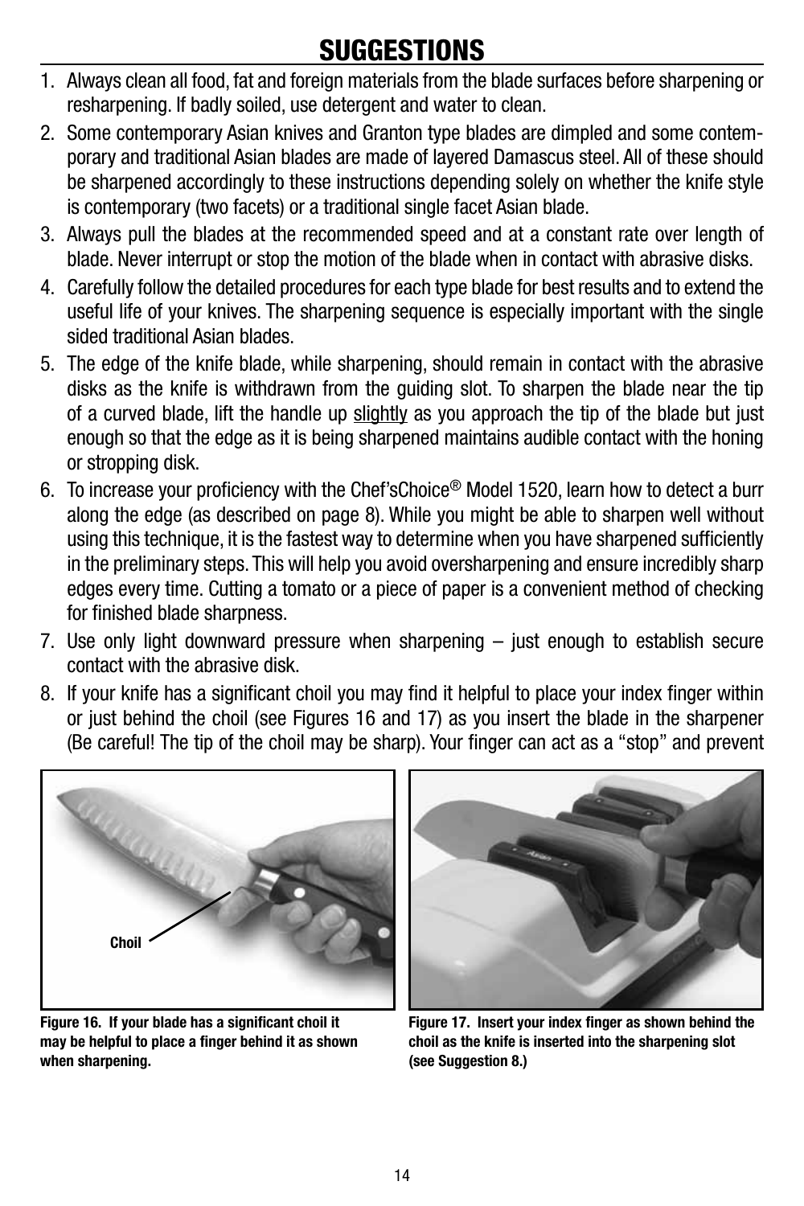# SUGGESTIONS

1. Always clean all food, fat and foreign materials from the blade surfaces before sharpening or resharpening. If badly soiled, use detergent and water to clean.
2. Some contemporary Asian knives and Granton type blades are dimpled and some contemporary and traditional Asian blades are made of layered Damascus steel. All of these should be sharpened accordingly to these instructions depending solely on whether the knife style is contemporary (two facets) or a traditional single facet Asian blade.
3. Always pull the blades at the recommended speed and at a constant rate over length of blade. Never interrupt or stop the motion of the blade when in contact with abrasive disks.
4. Carefully follow the detailed procedures for each type blade for best results and to extend the useful life of your knives. The sharpening sequence is especially important with the single sided traditional Asian blades.
5. The edge of the knife blade, while sharpening, should remain in contact with the abrasive disks as the knife is withdrawn from the guiding slot. To sharpen the blade near the tip of a curved blade, lift the handle up slightly as you approach the tip of the blade but just enough so that the edge as it is being sharpened maintains audible contact with the honing or stropping disk.
6. To increase your proficiency with the Chef'sChoice® Model 1520, learn how to detect a burr along the edge (as described on page 8). While you might be able to sharpen well without using this technique, it is the fastest way to determine when you have sharpened sufficiently in the preliminary steps. This will help you avoid oversharpening and ensure incredibly sharp edges every time. Cutting a tomato or a piece of paper is a convenient method of checking for finished blade sharpness.
7. Use only light downward pressure when sharpening – just enough to establish secure contact with the abrasive disk.
8. If your knife has a significant choil you may find it helpful to place your index finger within or just behind the choil (see Figures 16 and 17) as you insert the blade in the sharpener (Be careful! The tip of the choil may be sharp). Your finger can act as a "stop" and prevent

Choil

**Figure 16. If your blade has a significant choil it may be helpful to place a finger behind it as shown when sharpening.**

**Figure 17. Insert your index finger as shown behind the choil as the knife is inserted into the sharpening slot (see Suggestion 8.)**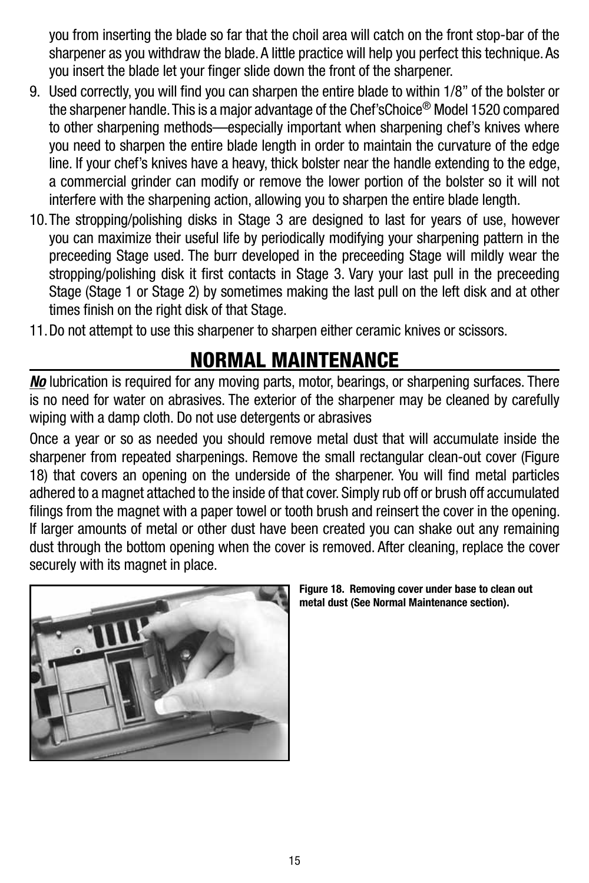you from inserting the blade so far that the choil area will catch on the front stop-bar of the sharpener as you withdraw the blade. A little practice will help you perfect this technique. As you insert the blade let your finger slide down the front of the sharpener.

9. Used correctly, you will find you can sharpen the entire blade to within 1/8" of the bolster or the sharpener handle. This is a major advantage of the Chef'sChoice® Model 1520 compared to other sharpening methods—especially important when sharpening chef's knives where you need to sharpen the entire blade length in order to maintain the curvature of the edge line. If your chef's knives have a heavy, thick bolster near the handle extending to the edge, a commercial grinder can modify or remove the lower portion of the bolster so it will not interfere with the sharpening action, allowing you to sharpen the entire blade length.
10. The stropping/polishing disks in Stage 3 are designed to last for years of use, however you can maximize their useful life by periodically modifying your sharpening pattern in the preceeding Stage used. The burr developed in the preceeding Stage will mildly wear the stropping/polishing disk it first contacts in Stage 3. Vary your last pull in the preceeding Stage (Stage 1 or Stage 2) by sometimes making the last pull on the left disk and at other times finish on the right disk of that Stage.
11. Do not attempt to use this sharpener to sharpen either ceramic knives or scissors.

## NORMAL MAINTENANCE

***No*** lubrication is required for any moving parts, motor, bearings, or sharpening surfaces. There is no need for water on abrasives. The exterior of the sharpener may be cleaned by carefully wiping with a damp cloth. Do not use detergents or abrasives

Once a year or so as needed you should remove metal dust that will accumulate inside the sharpener from repeated sharpenings. Remove the small rectangular clean-out cover (Figure 18) that covers an opening on the underside of the sharpener. You will find metal particles adhered to a magnet attached to the inside of that cover. Simply rub off or brush off accumulated filings from the magnet with a paper towel or tooth brush and reinsert the cover in the opening. If larger amounts of metal or other dust have been created you can shake out any remaining dust through the bottom opening when the cover is removed. After cleaning, replace the cover securely with its magnet in place.

**Figure 18. Removing cover under base to clean out metal dust (See Normal Maintenance section).**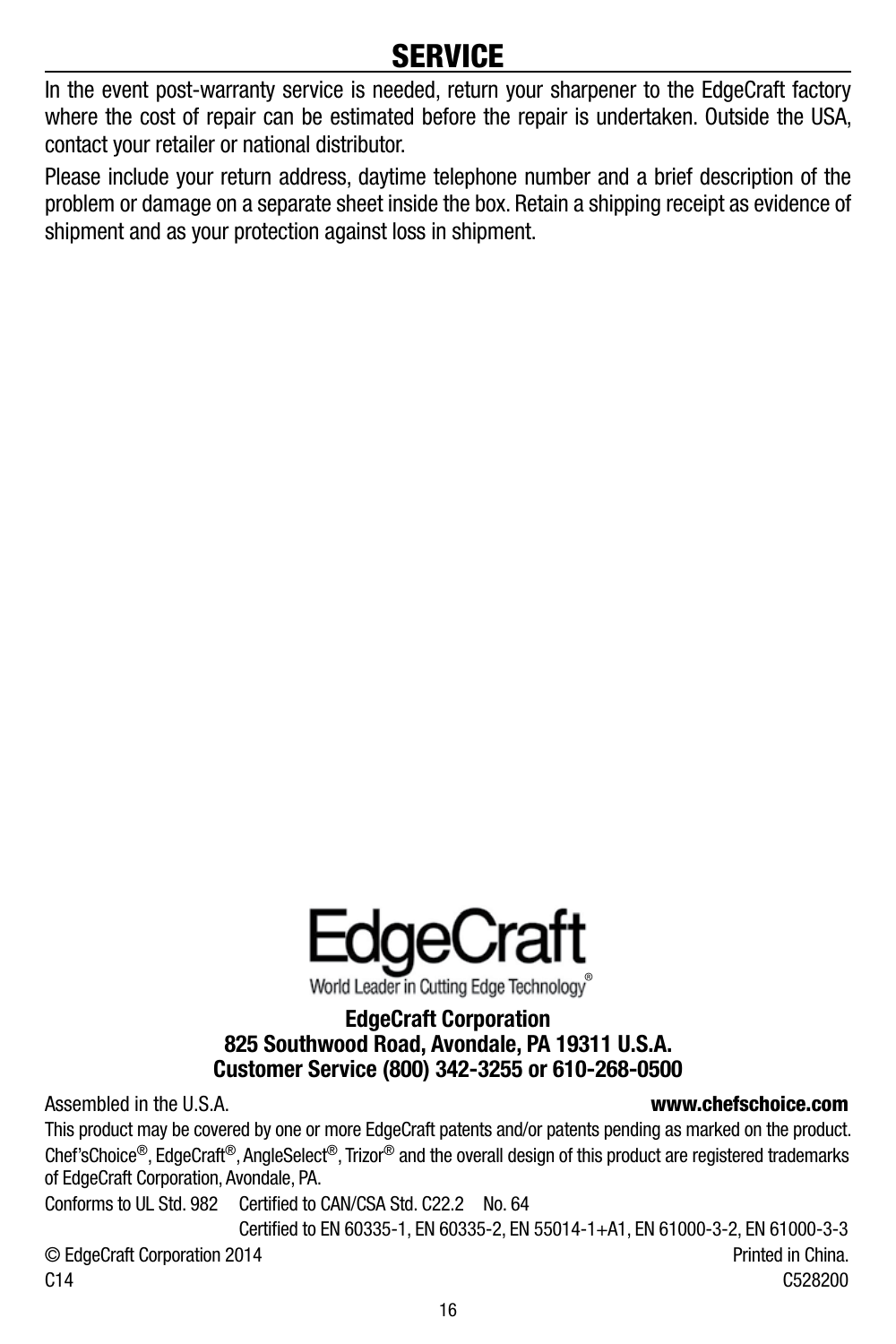## SERVICE

In the event post-warranty service is needed, return your sharpener to the EdgeCraft factory where the cost of repair can be estimated before the repair is undertaken. Outside the USA, contact your retailer or national distributor.

Please include your return address, daytime telephone number and a brief description of the problem or damage on a separate sheet inside the box. Retain a shipping receipt as evidence of shipment and as your protection against loss in shipment.

EdgeCraft

World Leader in Cutting Edge Technology®

**EdgeCraft Corporation**
**825 Southwood Road, Avondale, PA 19311 U.S.A.**
**Customer Service (800) 342-3255 or 610-268-0500**

Assembled in the U.S.A. **www.chefschoice.com**

This product may be covered by one or more EdgeCraft patents and/or patents pending as marked on the product.

Chef'sChoice®, EdgeCraft®, AngleSelect®, Trizor® and the overall design of this product are registered trademarks of EdgeCraft Corporation, Avondale, PA.

Conforms to UL Std. 982 Certified to CAN/CSA Std. C22.2 No. 64

Certified to EN 60335-1, EN 60335-2, EN 55014-1+A1, EN 61000-3-2, EN 61000-3-3

© EdgeCraft Corporation 2014 Printed in China.

C14 C528200